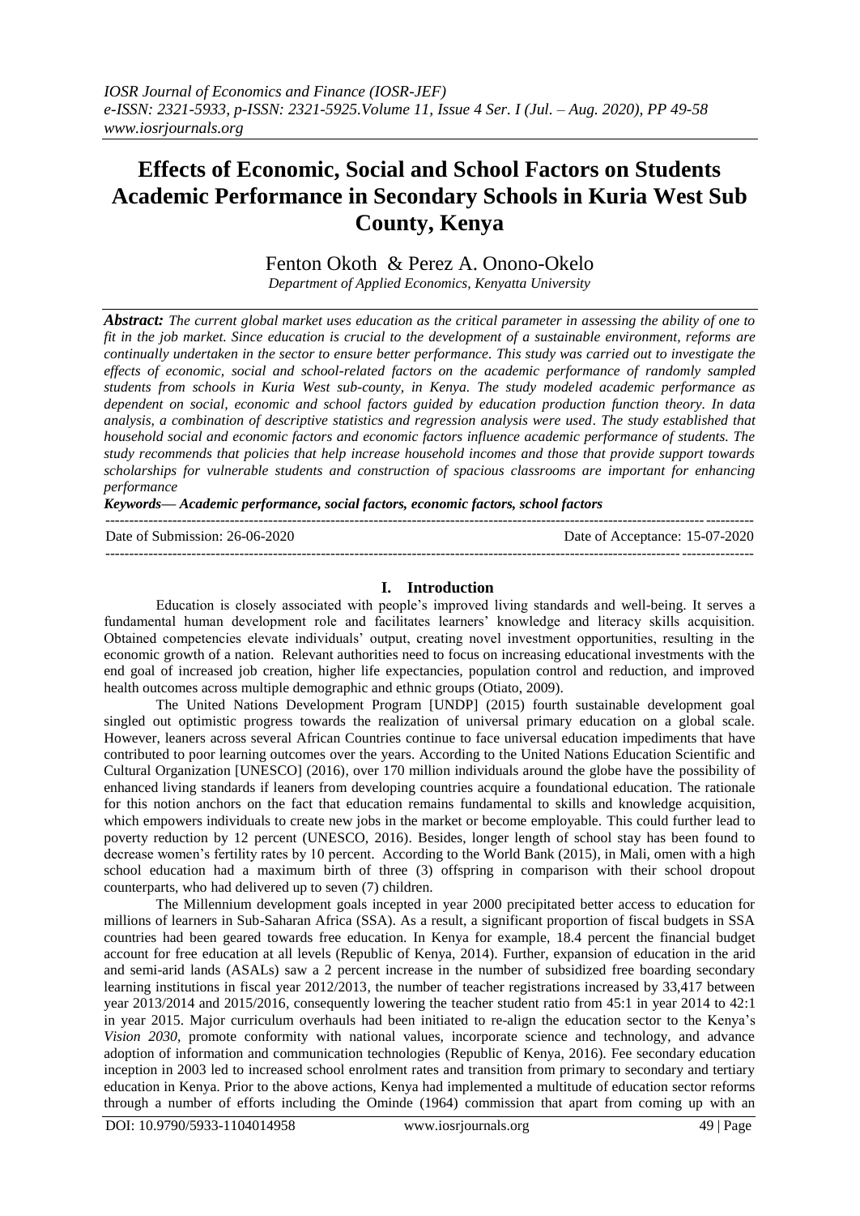# Effects of Economic, Social and School Factors on Students Academic Performance in Secondary Schools in Kuria West Sub County, Kenya

Fenton Okoth & Perez A. Onono-Okelo

*Department of Applied Economics, Kenyatta University*

***Abstract:*** *The current global market uses education as the critical parameter in assessing the ability of one to fit in the job market. Since education is crucial to the development of a sustainable environment, reforms are continually undertaken in the sector to ensure better performance. This study was carried out to investigate the effects of economic, social and school-related factors on the academic performance of randomly sampled students from schools in Kuria West sub-county, in Kenya. The study modeled academic performance as dependent on social, economic and school factors guided by education production function theory. In data analysis, a combination of descriptive statistics and regression analysis were used. The study established that household social and economic factors and economic factors influence academic performance of students. The study recommends that policies that help increase household incomes and those that provide support towards scholarships for vulnerable students and construction of spacious classrooms are important for enhancing performance*

***Keywords— Academic performance, social factors, economic factors, school factors***

Date of Submission: 26-06-2020 | Date of Acceptance: 15-07-2020

## I. Introduction

Education is closely associated with people's improved living standards and well-being. It serves a fundamental human development role and facilitates learners' knowledge and literacy skills acquisition. Obtained competencies elevate individuals' output, creating novel investment opportunities, resulting in the economic growth of a nation. Relevant authorities need to focus on increasing educational investments with the end goal of increased job creation, higher life expectancies, population control and reduction, and improved health outcomes across multiple demographic and ethnic groups (Otiato, 2009).

The United Nations Development Program [UNDP] (2015) fourth sustainable development goal singled out optimistic progress towards the realization of universal primary education on a global scale. However, leaners across several African Countries continue to face universal education impediments that have contributed to poor learning outcomes over the years. According to the United Nations Education Scientific and Cultural Organization [UNESCO] (2016), over 170 million individuals around the globe have the possibility of enhanced living standards if leaners from developing countries acquire a foundational education. The rationale for this notion anchors on the fact that education remains fundamental to skills and knowledge acquisition, which empowers individuals to create new jobs in the market or become employable. This could further lead to poverty reduction by 12 percent (UNESCO, 2016). Besides, longer length of school stay has been found to decrease women's fertility rates by 10 percent. According to the World Bank (2015), in Mali, omen with a high school education had a maximum birth of three (3) offspring in comparison with their school dropout counterparts, who had delivered up to seven (7) children.

The Millennium development goals incepted in year 2000 precipitated better access to education for millions of learners in Sub-Saharan Africa (SSA). As a result, a significant proportion of fiscal budgets in SSA countries had been geared towards free education. In Kenya for example, 18.4 percent the financial budget account for free education at all levels (Republic of Kenya, 2014). Further, expansion of education in the arid and semi-arid lands (ASALs) saw a 2 percent increase in the number of subsidized free boarding secondary learning institutions in fiscal year 2012/2013, the number of teacher registrations increased by 33,417 between year 2013/2014 and 2015/2016, consequently lowering the teacher student ratio from 45:1 in year 2014 to 42:1 in year 2015. Major curriculum overhauls had been initiated to re-align the education sector to the Kenya's *Vision 2030*, promote conformity with national values, incorporate science and technology, and advance adoption of information and communication technologies (Republic of Kenya, 2016). Fee secondary education inception in 2003 led to increased school enrolment rates and transition from primary to secondary and tertiary education in Kenya. Prior to the above actions, Kenya had implemented a multitude of education sector reforms through a number of efforts including the Ominde (1964) commission that apart from coming up with an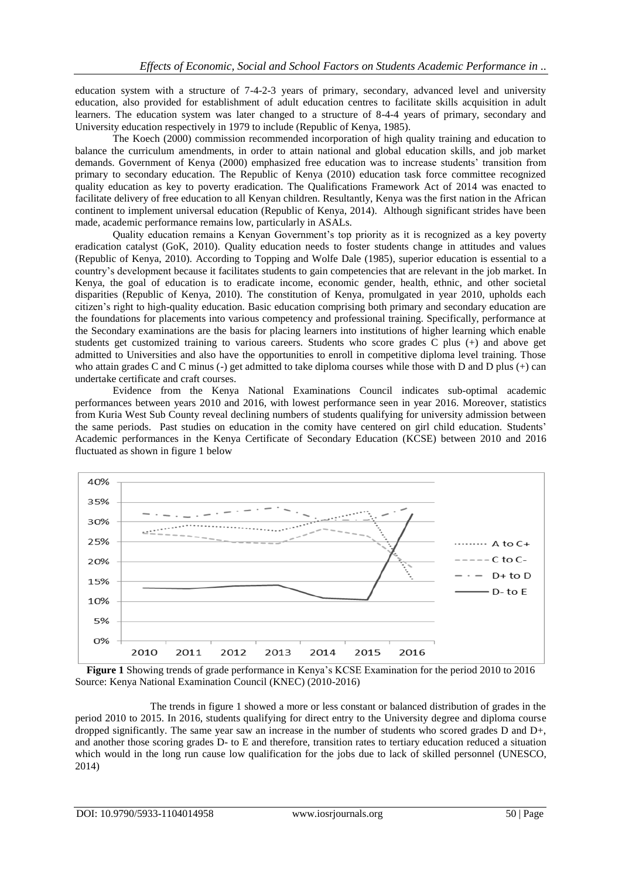education system with a structure of 7-4-2-3 years of primary, secondary, advanced level and university education, also provided for establishment of adult education centres to facilitate skills acquisition in adult learners. The education system was later changed to a structure of 8-4-4 years of primary, secondary and University education respectively in 1979 to include (Republic of Kenya, 1985).

The Koech (2000) commission recommended incorporation of high quality training and education to balance the curriculum amendments, in order to attain national and global education skills, and job market demands. Government of Kenya (2000) emphasized free education was to increase students' transition from primary to secondary education. The Republic of Kenya (2010) education task force committee recognized quality education as key to poverty eradication. The Qualifications Framework Act of 2014 was enacted to facilitate delivery of free education to all Kenyan children. Resultantly, Kenya was the first nation in the African continent to implement universal education (Republic of Kenya, 2014). Although significant strides have been made, academic performance remains low, particularly in ASALs.

Quality education remains a Kenyan Government's top priority as it is recognized as a key poverty eradication catalyst (GoK, 2010). Quality education needs to foster students change in attitudes and values (Republic of Kenya, 2010). According to Topping and Wolfe Dale (1985), superior education is essential to a country's development because it facilitates students to gain competencies that are relevant in the job market. In Kenya, the goal of education is to eradicate income, economic gender, health, ethnic, and other societal disparities (Republic of Kenya, 2010). The constitution of Kenya, promulgated in year 2010, upholds each citizen's right to high-quality education. Basic education comprising both primary and secondary education are the foundations for placements into various competency and professional training. Specifically, performance at the Secondary examinations are the basis for placing learners into institutions of higher learning which enable students get customized training to various careers. Students who score grades C plus (+) and above get admitted to Universities and also have the opportunities to enroll in competitive diploma level training. Those who attain grades C and C minus (-) get admitted to take diploma courses while those with D and D plus (+) can undertake certificate and craft courses.

Evidence from the Kenya National Examinations Council indicates sub-optimal academic performances between years 2010 and 2016, with lowest performance seen in year 2016. Moreover, statistics from Kuria West Sub County reveal declining numbers of students qualifying for university admission between the same periods. Past studies on education in the comity have centered on girl child education. Students' Academic performances in the Kenya Certificate of Secondary Education (KCSE) between 2010 and 2016 fluctuated as shown in figure 1 below

**Figure 1** Showing trends of grade performance in Kenya's KCSE Examination for the period 2010 to 2016
Source: Kenya National Examination Council (KNEC) (2010-2016)

The trends in figure 1 showed a more or less constant or balanced distribution of grades in the period 2010 to 2015. In 2016, students qualifying for direct entry to the University degree and diploma course dropped significantly. The same year saw an increase in the number of students who scored grades D and D+, and another those scoring grades D- to E and therefore, transition rates to tertiary education reduced a situation which would in the long run cause low qualification for the jobs due to lack of skilled personnel (UNESCO, 2014)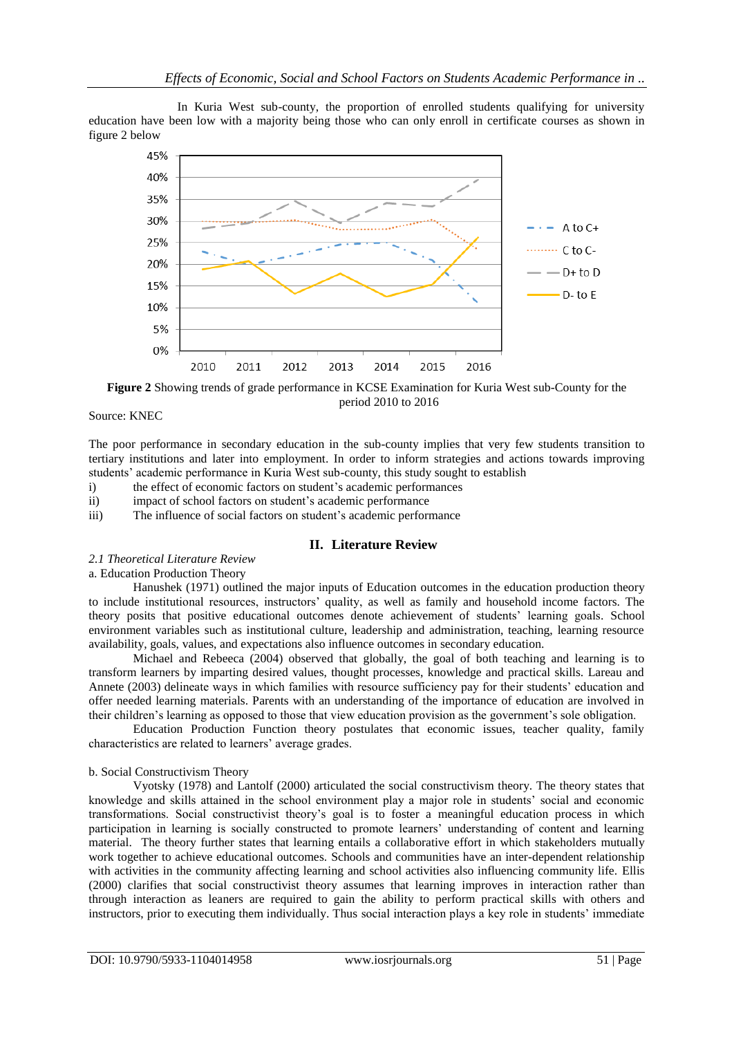In Kuria West sub-county, the proportion of enrolled students qualifying for university education have been low with a majority being those who can only enroll in certificate courses as shown in figure 2 below

**Figure 2** Showing trends of grade performance in KCSE Examination for Kuria West sub-County for the period 2010 to 2016

Source: KNEC

The poor performance in secondary education in the sub-county implies that very few students transition to tertiary institutions and later into employment. In order to inform strategies and actions towards improving students' academic performance in Kuria West sub-county, this study sought to establish

i) the effect of economic factors on student's academic performances
ii) impact of school factors on student's academic performance
iii) The influence of social factors on student's academic performance

## II. Literature Review

### *2.1 Theoretical Literature Review*

a. Education Production Theory

Hanushek (1971) outlined the major inputs of Education outcomes in the education production theory to include institutional resources, instructors' quality, as well as family and household income factors. The theory posits that positive educational outcomes denote achievement of students' learning goals. School environment variables such as institutional culture, leadership and administration, teaching, learning resource availability, goals, values, and expectations also influence outcomes in secondary education.

Michael and Rebeeca (2004) observed that globally, the goal of both teaching and learning is to transform learners by imparting desired values, thought processes, knowledge and practical skills. Lareau and Annete (2003) delineate ways in which families with resource sufficiency pay for their students' education and offer needed learning materials. Parents with an understanding of the importance of education are involved in their children's learning as opposed to those that view education provision as the government's sole obligation.

Education Production Function theory postulates that economic issues, teacher quality, family characteristics are related to learners' average grades.

b. Social Constructivism Theory

Vyotsky (1978) and Lantolf (2000) articulated the social constructivism theory. The theory states that knowledge and skills attained in the school environment play a major role in students' social and economic transformations. Social constructivist theory's goal is to foster a meaningful education process in which participation in learning is socially constructed to promote learners' understanding of content and learning material. The theory further states that learning entails a collaborative effort in which stakeholders mutually work together to achieve educational outcomes. Schools and communities have an inter-dependent relationship with activities in the community affecting learning and school activities also influencing community life. Ellis (2000) clarifies that social constructivist theory assumes that learning improves in interaction rather than through interaction as leaners are required to gain the ability to perform practical skills with others and instructors, prior to executing them individually. Thus social interaction plays a key role in students' immediate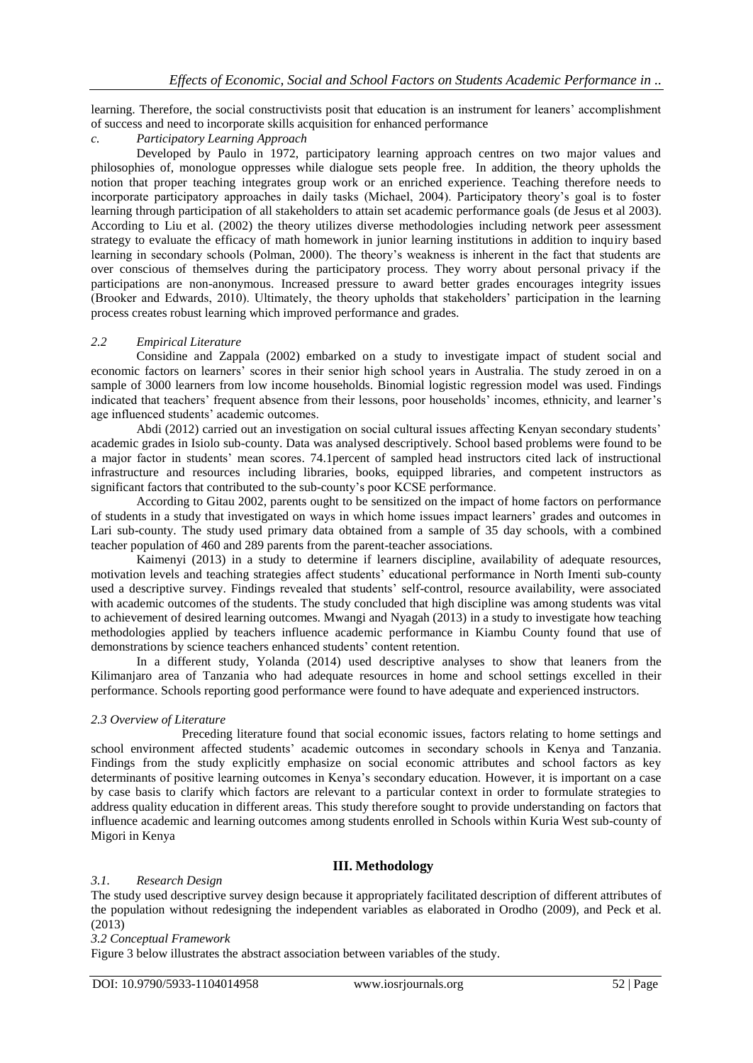learning. Therefore, the social constructivists posit that education is an instrument for leaners' accomplishment of success and need to incorporate skills acquisition for enhanced performance

*c. Participatory Learning Approach*

Developed by Paulo in 1972, participatory learning approach centres on two major values and philosophies of, monologue oppresses while dialogue sets people free. In addition, the theory upholds the notion that proper teaching integrates group work or an enriched experience. Teaching therefore needs to incorporate participatory approaches in daily tasks (Michael, 2004). Participatory theory's goal is to foster learning through participation of all stakeholders to attain set academic performance goals (de Jesus et al 2003). According to Liu et al. (2002) the theory utilizes diverse methodologies including network peer assessment strategy to evaluate the efficacy of math homework in junior learning institutions in addition to inquiry based learning in secondary schools (Polman, 2000). The theory's weakness is inherent in the fact that students are over conscious of themselves during the participatory process. They worry about personal privacy if the participations are non-anonymous. Increased pressure to award better grades encourages integrity issues (Brooker and Edwards, 2010). Ultimately, the theory upholds that stakeholders' participation in the learning process creates robust learning which improved performance and grades.

### *2.2 Empirical Literature*

Considine and Zappala (2002) embarked on a study to investigate impact of student social and economic factors on learners' scores in their senior high school years in Australia. The study zeroed in on a sample of 3000 learners from low income households. Binomial logistic regression model was used. Findings indicated that teachers' frequent absence from their lessons, poor households' incomes, ethnicity, and learner's age influenced students' academic outcomes.

Abdi (2012) carried out an investigation on social cultural issues affecting Kenyan secondary students' academic grades in Isiolo sub-county. Data was analysed descriptively. School based problems were found to be a major factor in students' mean scores. 74.1percent of sampled head instructors cited lack of instructional infrastructure and resources including libraries, books, equipped libraries, and competent instructors as significant factors that contributed to the sub-county's poor KCSE performance.

According to Gitau 2002, parents ought to be sensitized on the impact of home factors on performance of students in a study that investigated on ways in which home issues impact learners' grades and outcomes in Lari sub-county. The study used primary data obtained from a sample of 35 day schools, with a combined teacher population of 460 and 289 parents from the parent-teacher associations.

Kaimenyi (2013) in a study to determine if learners discipline, availability of adequate resources, motivation levels and teaching strategies affect students' educational performance in North Imenti sub-county used a descriptive survey. Findings revealed that students' self-control, resource availability, were associated with academic outcomes of the students. The study concluded that high discipline was among students was vital to achievement of desired learning outcomes. Mwangi and Nyagah (2013) in a study to investigate how teaching methodologies applied by teachers influence academic performance in Kiambu County found that use of demonstrations by science teachers enhanced students' content retention.

In a different study, Yolanda (2014) used descriptive analyses to show that leaners from the Kilimanjaro area of Tanzania who had adequate resources in home and school settings excelled in their performance. Schools reporting good performance were found to have adequate and experienced instructors.

### *2.3 Overview of Literature*

Preceding literature found that social economic issues, factors relating to home settings and school environment affected students' academic outcomes in secondary schools in Kenya and Tanzania. Findings from the study explicitly emphasize on social economic attributes and school factors as key determinants of positive learning outcomes in Kenya's secondary education. However, it is important on a case by case basis to clarify which factors are relevant to a particular context in order to formulate strategies to address quality education in different areas. This study therefore sought to provide understanding on factors that influence academic and learning outcomes among students enrolled in Schools within Kuria West sub-county of Migori in Kenya

## III. Methodology

### *3.1. Research Design*

The study used descriptive survey design because it appropriately facilitated description of different attributes of the population without redesigning the independent variables as elaborated in Orodho (2009), and Peck et al. (2013)

### *3.2 Conceptual Framework*

Figure 3 below illustrates the abstract association between variables of the study.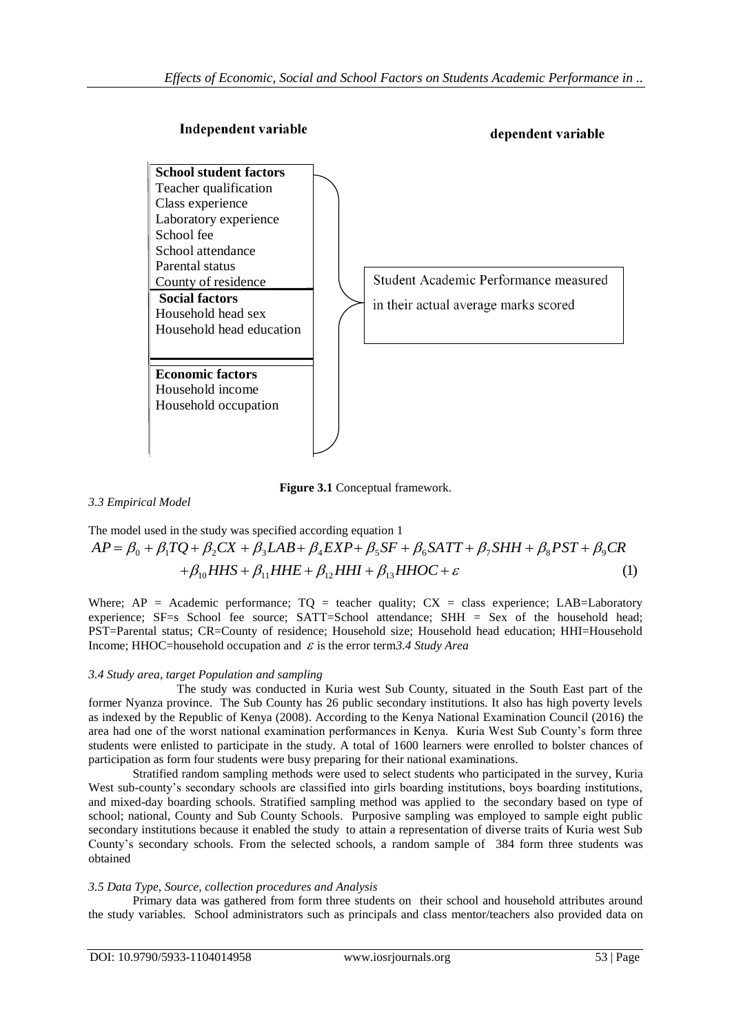**Independent variable** | **dependent variable**

**School student factors**
Teacher qualification
Class experience
Laboratory experience
School fee
School attendance
Parental status
County of residence

**Social factors**
Household head sex
Household head education

**Economic factors**
Household income
Household occupation

Student Academic Performance measured in their actual average marks scored

**Figure 3.1** Conceptual framework.

*3.3 Empirical Model*

The model used in the study was specified according equation 1

$$AP = \beta_0 + \beta_1 TQ + \beta_2 CX + \beta_3 LAB + \beta_4 EXP + \beta_5 SF + \beta_6 SATT + \beta_7 SHH + \beta_8 PST + \beta_9 CR + \beta_{10} HHS + \beta_{11} HHE + \beta_{12} HHI + \beta_{13} HHOC + \varepsilon \quad (1)$$

Where; AP = Academic performance; TQ = teacher quality; CX = class experience; LAB=Laboratory experience; SF=s School fee source; SATT=School attendance; SHH = Sex of the household head; PST=Parental status; CR=County of residence; Household size; Household head education; HHI=Household Income; HHOC=household occupation and $\varepsilon$ is the error term*3.4 Study Area*

*3.4 Study area, target Population and sampling*

The study was conducted in Kuria west Sub County, situated in the South East part of the former Nyanza province. The Sub County has 26 public secondary institutions. It also has high poverty levels as indexed by the Republic of Kenya (2008). According to the Kenya National Examination Council (2016) the area had one of the worst national examination performances in Kenya. Kuria West Sub County's form three students were enlisted to participate in the study. A total of 1600 learners were enrolled to bolster chances of participation as form four students were busy preparing for their national examinations.

Stratified random sampling methods were used to select students who participated in the survey, Kuria West sub-county's secondary schools are classified into girls boarding institutions, boys boarding institutions, and mixed-day boarding schools. Stratified sampling method was applied to the secondary based on type of school; national, County and Sub County Schools. Purposive sampling was employed to sample eight public secondary institutions because it enabled the study to attain a representation of diverse traits of Kuria west Sub County's secondary schools. From the selected schools, a random sample of 384 form three students was obtained

*3.5 Data Type, Source, collection procedures and Analysis*

Primary data was gathered from form three students on their school and household attributes around the study variables. School administrators such as principals and class mentor/teachers also provided data on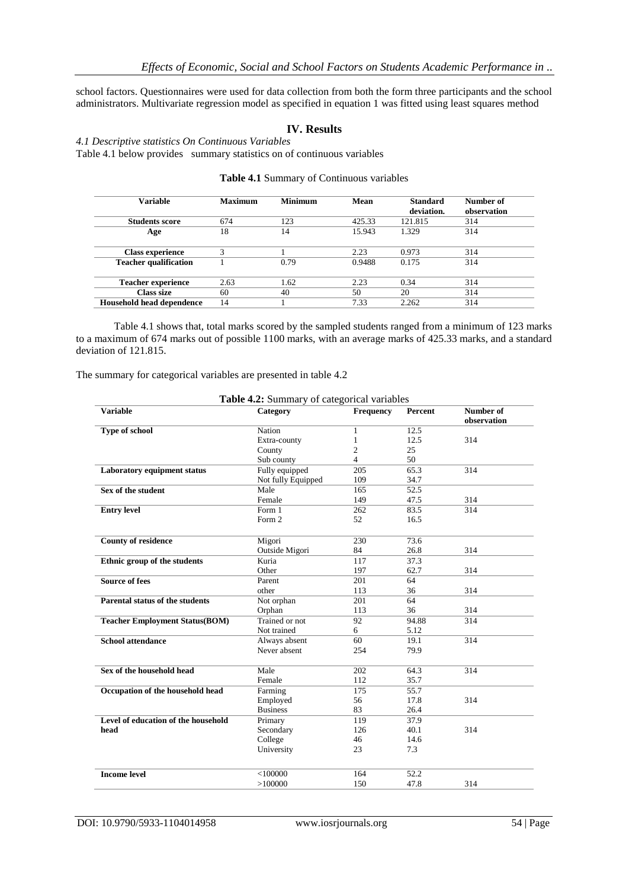school factors. Questionnaires were used for data collection from both the form three participants and the school administrators. Multivariate regression model as specified in equation 1 was fitted using least squares method

## IV. Results

*4.1 Descriptive statistics On Continuous Variables*

Table 4.1 below provides summary statistics on of continuous variables

**Table 4.1** Summary of Continuous variables

| Variable | Maximum | Minimum | Mean | Standard deviation. | Number of observation |
|---|---|---|---|---|---|
| **Students score** | 674 | 123 | 425.33 | 121.815 | 314 |
| **Age** | 18 | 14 | 15.943 | 1.329 | 314 |
| **Class experience** | 3 | 1 | 2.23 | 0.973 | 314 |
| **Teacher qualification** | 1 | 0.79 | 0.9488 | 0.175 | 314 |
| **Teacher experience** | 2.63 | 1.62 | 2.23 | 0.34 | 314 |
| **Class size** | 60 | 40 | 50 | 20 | 314 |
| **Household head dependence** | 14 | 1 | 7.33 | 2.262 | 314 |

Table 4.1 shows that, total marks scored by the sampled students ranged from a minimum of 123 marks to a maximum of 674 marks out of possible 1100 marks, with an average marks of 425.33 marks, and a standard deviation of 121.815.

The summary for categorical variables are presented in table 4.2

**Table 4.2:** Summary of categorical variables

| Variable | Category | Frequency | Percent | Number of observation |
|---|---|---|---|---|
| **Type of school** | Nation | 1 | 12.5 | |
| | Extra-county | 1 | 12.5 | 314 |
| | County | 2 | 25 | |
| | Sub county | 4 | 50 | |
| **Laboratory equipment status** | Fully equipped | 205 | 65.3 | 314 |
| | Not fully Equipped | 109 | 34.7 | |
| **Sex of the student** | Male | 165 | 52.5 | |
| | Female | 149 | 47.5 | 314 |
| **Entry level** | Form 1 | 262 | 83.5 | 314 |
| | Form 2 | 52 | 16.5 | |
| **County of residence** | Migori | 230 | 73.6 | |
| | Outside Migori | 84 | 26.8 | 314 |
| **Ethnic group of the students** | Kuria | 117 | 37.3 | |
| | Other | 197 | 62.7 | 314 |
| **Source of fees** | Parent | 201 | 64 | |
| | other | 113 | 36 | 314 |
| **Parental status of the students** | Not orphan | 201 | 64 | |
| | Orphan | 113 | 36 | 314 |
| **Teacher Employment Status(BOM)** | Trained or not | 92 | 94.88 | 314 |
| | Not trained | 6 | 5.12 | |
| **School attendance** | Always absent | 60 | 19.1 | 314 |
| | Never absent | 254 | 79.9 | |
| **Sex of the household head** | Male | 202 | 64.3 | 314 |
| | Female | 112 | 35.7 | |
| **Occupation of the household head** | Farming | 175 | 55.7 | |
| | Employed | 56 | 17.8 | 314 |
| | Business | 83 | 26.4 | |
| **Level of education of the household head** | Primary | 119 | 37.9 | |
| | Secondary | 126 | 40.1 | 314 |
| | College | 46 | 14.6 | |
| | University | 23 | 7.3 | |
| **Income level** | <100000 | 164 | 52.2 | |
| | >100000 | 150 | 47.8 | 314 |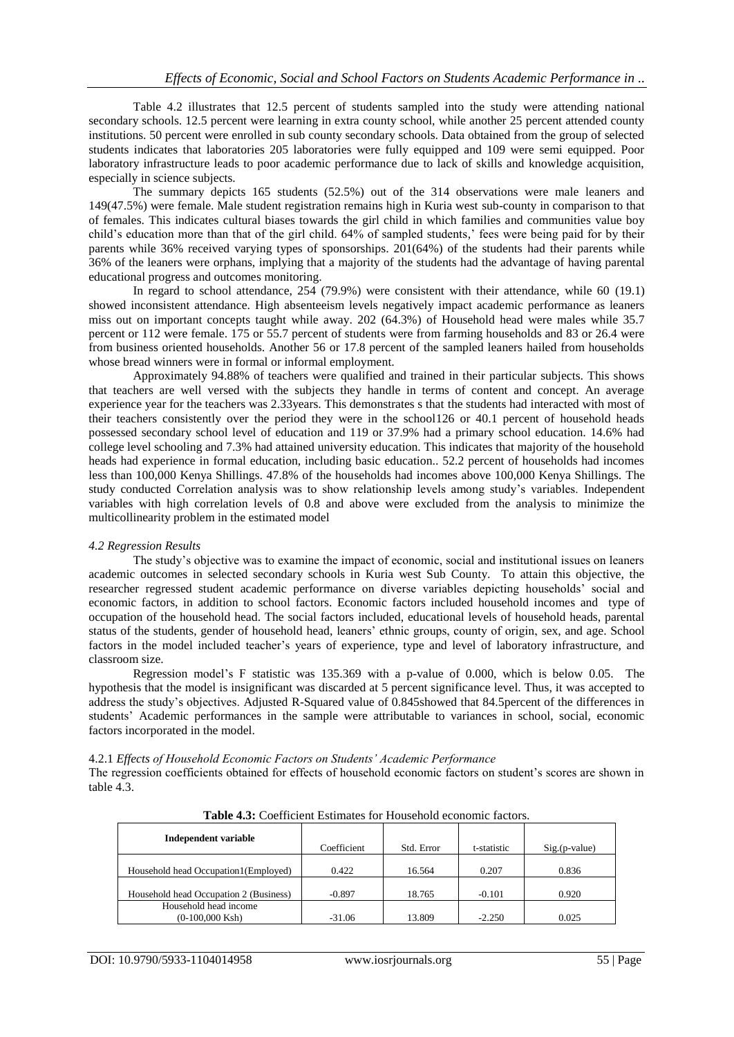Table 4.2 illustrates that 12.5 percent of students sampled into the study were attending national secondary schools. 12.5 percent were learning in extra county school, while another 25 percent attended county institutions. 50 percent were enrolled in sub county secondary schools. Data obtained from the group of selected students indicates that laboratories 205 laboratories were fully equipped and 109 were semi equipped. Poor laboratory infrastructure leads to poor academic performance due to lack of skills and knowledge acquisition, especially in science subjects.

The summary depicts 165 students (52.5%) out of the 314 observations were male leaners and 149(47.5%) were female. Male student registration remains high in Kuria west sub-county in comparison to that of females. This indicates cultural biases towards the girl child in which families and communities value boy child's education more than that of the girl child. 64% of sampled students,' fees were being paid for by their parents while 36% received varying types of sponsorships. 201(64%) of the students had their parents while 36% of the leaners were orphans, implying that a majority of the students had the advantage of having parental educational progress and outcomes monitoring.

In regard to school attendance, 254 (79.9%) were consistent with their attendance, while 60 (19.1) showed inconsistent attendance. High absenteeism levels negatively impact academic performance as leaners miss out on important concepts taught while away. 202 (64.3%) of Household head were males while 35.7 percent or 112 were female. 175 or 55.7 percent of students were from farming households and 83 or 26.4 were from business oriented households. Another 56 or 17.8 percent of the sampled leaners hailed from households whose bread winners were in formal or informal employment.

Approximately 94.88% of teachers were qualified and trained in their particular subjects. This shows that teachers are well versed with the subjects they handle in terms of content and concept. An average experience year for the teachers was 2.33years. This demonstrates s that the students had interacted with most of their teachers consistently over the period they were in the school126 or 40.1 percent of household heads possessed secondary school level of education and 119 or 37.9% had a primary school education. 14.6% had college level schooling and 7.3% had attained university education. This indicates that majority of the household heads had experience in formal education, including basic education.. 52.2 percent of households had incomes less than 100,000 Kenya Shillings. 47.8% of the households had incomes above 100,000 Kenya Shillings. The study conducted Correlation analysis was to show relationship levels among study's variables. Independent variables with high correlation levels of 0.8 and above were excluded from the analysis to minimize the multicollinearity problem in the estimated model

### *4.2 Regression Results*

The study's objective was to examine the impact of economic, social and institutional issues on leaners academic outcomes in selected secondary schools in Kuria west Sub County. To attain this objective, the researcher regressed student academic performance on diverse variables depicting households' social and economic factors, in addition to school factors. Economic factors included household incomes and type of occupation of the household head. The social factors included, educational levels of household heads, parental status of the students, gender of household head, leaners' ethnic groups, county of origin, sex, and age. School factors in the model included teacher's years of experience, type and level of laboratory infrastructure, and classroom size.

Regression model's F statistic was 135.369 with a p-value of 0.000, which is below 0.05. The hypothesis that the model is insignificant was discarded at 5 percent significance level. Thus, it was accepted to address the study's objectives. Adjusted R-Squared value of 0.845showed that 84.5percent of the differences in students' Academic performances in the sample were attributable to variances in school, social, economic factors incorporated in the model.

#### 4.2.1 *Effects of Household Economic Factors on Students' Academic Performance*

The regression coefficients obtained for effects of household economic factors on student's scores are shown in table 4.3.

**Table 4.3:** Coefficient Estimates for Household economic factors.

| Independent variable | Coefficient | Std. Error | t-statistic | Sig.(p-value) |
|---|---|---|---|---|
| Household head Occupation1(Employed) | 0.422 | 16.564 | 0.207 | 0.836 |
| Household head Occupation 2 (Business) | -0.897 | 18.765 | -0.101 | 0.920 |
| Household head income (0-100,000 Ksh) | -31.06 | 13.809 | -2.250 | 0.025 |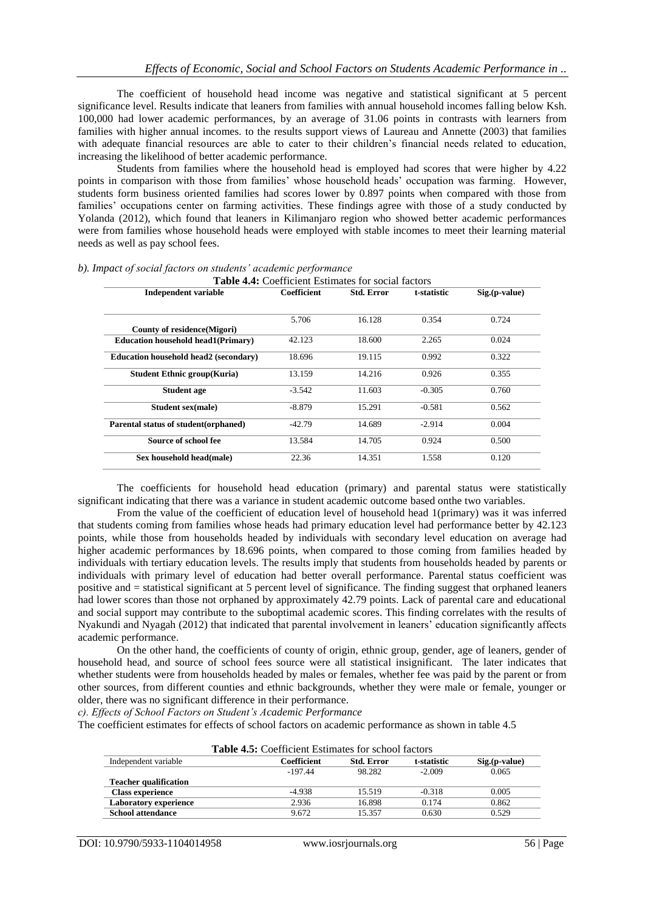The coefficient of household head income was negative and statistical significant at 5 percent significance level. Results indicate that leaners from families with annual household incomes falling below Ksh. 100,000 had lower academic performances, by an average of 31.06 points in contrasts with learners from families with higher annual incomes. to the results support views of Laureau and Annette (2003) that families with adequate financial resources are able to cater to their children's financial needs related to education, increasing the likelihood of better academic performance.

Students from families where the household head is employed had scores that were higher by 4.22 points in comparison with those from families' whose household heads' occupation was farming. However, students form business oriented families had scores lower by 0.897 points when compared with those from families' occupations center on farming activities. These findings agree with those of a study conducted by Yolanda (2012), which found that leaners in Kilimanjaro region who showed better academic performances were from families whose household heads were employed with stable incomes to meet their learning material needs as well as pay school fees.

*b). Impact of social factors on students' academic performance*

**Table 4.4:** Coefficient Estimates for social factors

| Independent variable | Coefficient | Std. Error | t-statistic | Sig.(p-value) |
|---|---|---|---|---|
| **County of residence(Migori)** | 5.706 | 16.128 | 0.354 | 0.724 |
| **Education household head1(Primary)** | 42.123 | 18.600 | 2.265 | 0.024 |
| **Education household head2 (secondary)** | 18.696 | 19.115 | 0.992 | 0.322 |
| **Student Ethnic group(Kuria)** | 13.159 | 14.216 | 0.926 | 0.355 |
| **Student age** | -3.542 | 11.603 | -0.305 | 0.760 |
| **Student sex(male)** | -8.879 | 15.291 | -0.581 | 0.562 |
| **Parental status of student(orphaned)** | -42.79 | 14.689 | -2.914 | 0.004 |
| **Source of school fee** | 13.584 | 14.705 | 0.924 | 0.500 |
| **Sex household head(male)** | 22.36 | 14.351 | 1.558 | 0.120 |

The coefficients for household head education (primary) and parental status were statistically significant indicating that there was a variance in student academic outcome based onthe two variables.

From the value of the coefficient of education level of household head 1(primary) was it was inferred that students coming from families whose heads had primary education level had performance better by 42.123 points, while those from households headed by individuals with secondary level education on average had higher academic performances by 18.696 points, when compared to those coming from families headed by individuals with tertiary education levels. The results imply that students from households headed by parents or individuals with primary level of education had better overall performance. Parental status coefficient was positive and = statistical significant at 5 percent level of significance. The finding suggest that orphaned leaners had lower scores than those not orphaned by approximately 42.79 points. Lack of parental care and educational and social support may contribute to the suboptimal academic scores. This finding correlates with the results of Nyakundi and Nyagah (2012) that indicated that parental involvement in leaners' education significantly affects academic performance.

On the other hand, the coefficients of county of origin, ethnic group, gender, age of leaners, gender of household head, and source of school fees source were all statistical insignificant. The later indicates that whether students were from households headed by males or females, whether fee was paid by the parent or from other sources, from different counties and ethnic backgrounds, whether they were male or female, younger or older, there was no significant difference in their performance.

*c). Effects of School Factors on Student's Academic Performance*

The coefficient estimates for effects of school factors on academic performance as shown in table 4.5

**Table 4.5:** Coefficient Estimates for school factors

| Independent variable | Coefficient | Std. Error | t-statistic | Sig.(p-value) |
|---|---|---|---|---|
| **Teacher qualification** | -197.44 | 98.282 | -2.009 | 0.065 |
| **Class experience** | -4.938 | 15.519 | -0.318 | 0.005 |
| **Laboratory experience** | 2.936 | 16.898 | 0.174 | 0.862 |
| **School attendance** | 9.672 | 15.357 | 0.630 | 0.529 |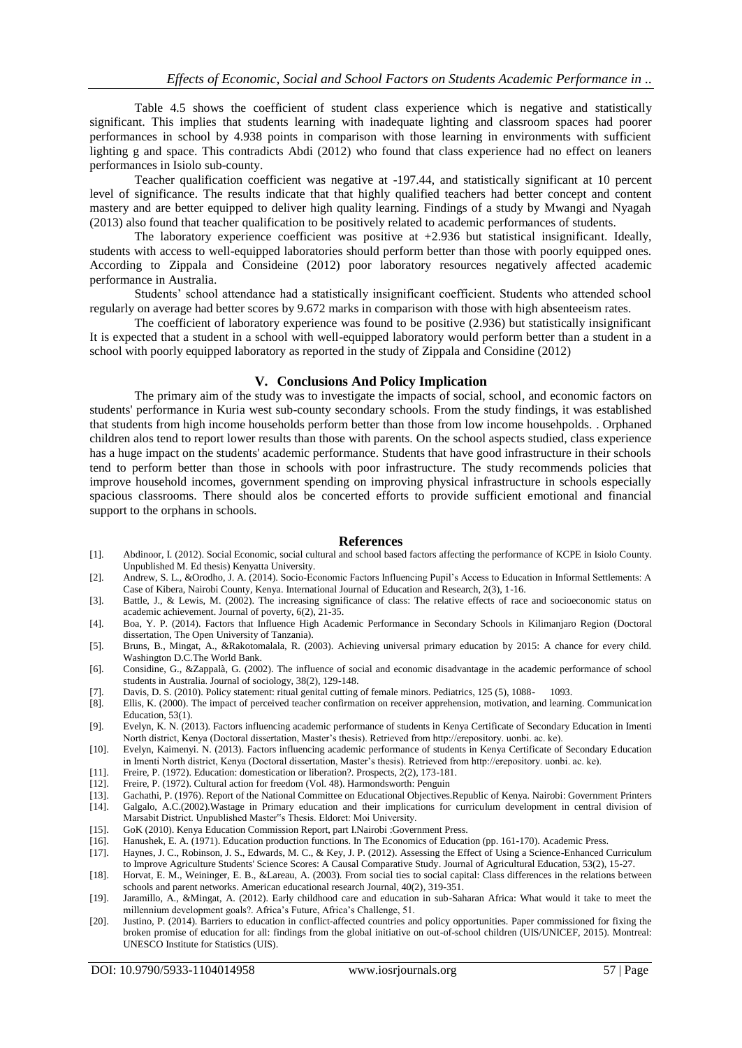Table 4.5 shows the coefficient of student class experience which is negative and statistically significant. This implies that students learning with inadequate lighting and classroom spaces had poorer performances in school by 4.938 points in comparison with those learning in environments with sufficient lighting g and space. This contradicts Abdi (2012) who found that class experience had no effect on leaners performances in Isiolo sub-county.

Teacher qualification coefficient was negative at -197.44, and statistically significant at 10 percent level of significance. The results indicate that that highly qualified teachers had better concept and content mastery and are better equipped to deliver high quality learning. Findings of a study by Mwangi and Nyagah (2013) also found that teacher qualification to be positively related to academic performances of students.

The laboratory experience coefficient was positive at +2.936 but statistical insignificant. Ideally, students with access to well-equipped laboratories should perform better than those with poorly equipped ones. According to Zippala and Consideine (2012) poor laboratory resources negatively affected academic performance in Australia.

Students' school attendance had a statistically insignificant coefficient. Students who attended school regularly on average had better scores by 9.672 marks in comparison with those with high absenteeism rates.

The coefficient of laboratory experience was found to be positive (2.936) but statistically insignificant It is expected that a student in a school with well-equipped laboratory would perform better than a student in a school with poorly equipped laboratory as reported in the study of Zippala and Considine (2012)

## V. Conclusions And Policy Implication

The primary aim of the study was to investigate the impacts of social, school, and economic factors on students' performance in Kuria west sub-county secondary schools. From the study findings, it was established that students from high income households perform better than those from low income househpolds. . Orphaned children alos tend to report lower results than those with parents. On the school aspects studied, class experience has a huge impact on the students' academic performance. Students that have good infrastructure in their schools tend to perform better than those in schools with poor infrastructure. The study recommends policies that improve household incomes, government spending on improving physical infrastructure in schools especially spacious classrooms. There should alos be concerted efforts to provide sufficient emotional and financial support to the orphans in schools.

## References

[1]. Abdinoor, I. (2012). Social Economic, social cultural and school based factors affecting the performance of KCPE in Isiolo County. Unpublished M. Ed thesis) Kenyatta University.

[2]. Andrew, S. L., &Orodho, J. A. (2014). Socio-Economic Factors Influencing Pupil's Access to Education in Informal Settlements: A Case of Kibera, Nairobi County, Kenya. International Journal of Education and Research, 2(3), 1-16.

[3]. Battle, J., & Lewis, M. (2002). The increasing significance of class: The relative effects of race and socioeconomic status on academic achievement. Journal of poverty, 6(2), 21-35.

[4]. Boa, Y. P. (2014). Factors that Influence High Academic Performance in Secondary Schools in Kilimanjaro Region (Doctoral dissertation, The Open University of Tanzania).

[5]. Bruns, B., Mingat, A., &Rakotomalala, R. (2003). Achieving universal primary education by 2015: A chance for every child. Washington D.C.The World Bank.

[6]. Considine, G., &Zappalà, G. (2002). The influence of social and economic disadvantage in the academic performance of school students in Australia. Journal of sociology, 38(2), 129-148.

[7]. Davis, D. S. (2010). Policy statement: ritual genital cutting of female minors. Pediatrics, 125 (5), 1088- 1093.

[8]. Ellis, K. (2000). The impact of perceived teacher confirmation on receiver apprehension, motivation, and learning. Communication Education, 53(1).

[9]. Evelyn, K. N. (2013). Factors influencing academic performance of students in Kenya Certificate of Secondary Education in Imenti North district, Kenya (Doctoral dissertation, Master's thesis). Retrieved from http://erepository. uonbi. ac. ke).

[10]. Evelyn, Kaimenyi. N. (2013). Factors influencing academic performance of students in Kenya Certificate of Secondary Education in Imenti North district, Kenya (Doctoral dissertation, Master's thesis). Retrieved from http://erepository. uonbi. ac. ke).

[11]. Freire, P. (1972). Education: domestication or liberation?. Prospects, 2(2), 173-181.

[12]. Freire, P. (1972). Cultural action for freedom (Vol. 48). Harmondsworth: Penguin

[13]. Gachathi, P. (1976). Report of the National Committee on Educational Objectives.Republic of Kenya. Nairobi: Government Printers

[14]. Galgalo, A.C.(2002).Wastage in Primary education and their implications for curriculum development in central division of Marsabit District. Unpublished Master"s Thesis. Eldoret: Moi University.

[15]. GoK (2010). Kenya Education Commission Report, part I.Nairobi :Government Press.

[16]. Hanushek, E. A. (1971). Education production functions. In The Economics of Education (pp. 161-170). Academic Press.

[17]. Haynes, J. C., Robinson, J. S., Edwards, M. C., & Key, J. P. (2012). Assessing the Effect of Using a Science-Enhanced Curriculum to Improve Agriculture Students' Science Scores: A Causal Comparative Study. Journal of Agricultural Education, 53(2), 15-27.

[18]. Horvat, E. M., Weininger, E. B., &Lareau, A. (2003). From social ties to social capital: Class differences in the relations between schools and parent networks. American educational research Journal, 40(2), 319-351.

[19]. Jaramillo, A., &Mingat, A. (2012). Early childhood care and education in sub-Saharan Africa: What would it take to meet the millennium development goals?. Africa's Future, Africa's Challenge, 51.

[20]. Justino, P. (2014). Barriers to education in conflict-affected countries and policy opportunities. Paper commissioned for fixing the broken promise of education for all: findings from the global initiative on out-of-school children (UIS/UNICEF, 2015). Montreal: UNESCO Institute for Statistics (UIS).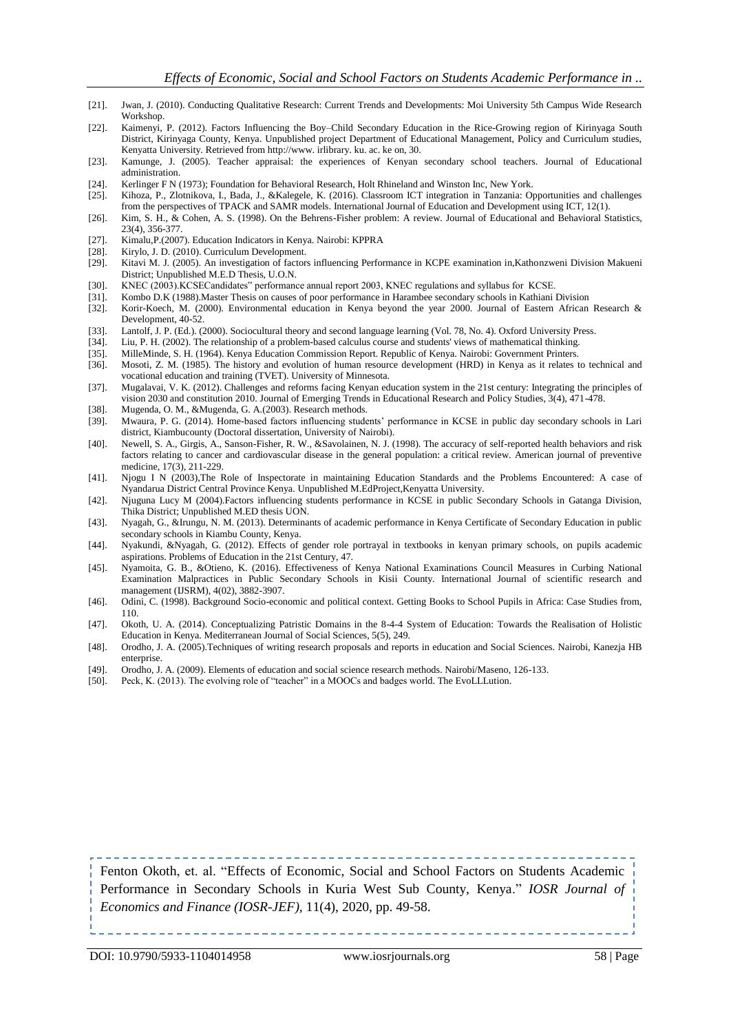[21]. Jwan, J. (2010). Conducting Qualitative Research: Current Trends and Developments: Moi University 5th Campus Wide Research Workshop.

[22]. Kaimenyi, P. (2012). Factors Influencing the Boy–Child Secondary Education in the Rice-Growing region of Kirinyaga South District, Kirinyaga County, Kenya. Unpublished project Department of Educational Management, Policy and Curriculum studies, Kenyatta University. Retrieved from http://www. irlibrary. ku. ac. ke on, 30.

[23]. Kamunge, J. (2005). Teacher appraisal: the experiences of Kenyan secondary school teachers. Journal of Educational administration.

[24]. Kerlinger F N (1973); Foundation for Behavioral Research, Holt Rhineland and Winston Inc, New York.

[25]. Kihoza, P., Zlotnikova, I., Bada, J., &Kalegele, K. (2016). Classroom ICT integration in Tanzania: Opportunities and challenges from the perspectives of TPACK and SAMR models. International Journal of Education and Development using ICT, 12(1).

[26]. Kim, S. H., & Cohen, A. S. (1998). On the Behrens-Fisher problem: A review. Journal of Educational and Behavioral Statistics, 23(4), 356-377.

[27]. Kimalu,P.(2007). Education Indicators in Kenya. Nairobi: KPPRA

[28]. Kirylo, J. D. (2010). Curriculum Development.

[29]. Kitavi M. J. (2005). An investigation of factors influencing Performance in KCPE examination in,Kathonzweni Division Makueni District; Unpublished M.E.D Thesis, U.O.N.

[30]. KNEC (2003).KCSECandidates" performance annual report 2003, KNEC regulations and syllabus for KCSE.

[31]. Kombo D.K (1988).Master Thesis on causes of poor performance in Harambee secondary schools in Kathiani Division

[32]. Korir-Koech, M. (2000). Environmental education in Kenya beyond the year 2000. Journal of Eastern African Research & Development, 40-52.

[33]. Lantolf, J. P. (Ed.). (2000). Sociocultural theory and second language learning (Vol. 78, No. 4). Oxford University Press.

[34]. Liu, P. H. (2002). The relationship of a problem-based calculus course and students' views of mathematical thinking.

[35]. MilleMinde, S. H. (1964). Kenya Education Commission Report. Republic of Kenya. Nairobi: Government Printers.

[36]. Mosoti, Z. M. (1985). The history and evolution of human resource development (HRD) in Kenya as it relates to technical and vocational education and training (TVET). University of Minnesota.

[37]. Mugalavai, V. K. (2012). Challenges and reforms facing Kenyan education system in the 21st century: Integrating the principles of vision 2030 and constitution 2010. Journal of Emerging Trends in Educational Research and Policy Studies, 3(4), 471-478.

[38]. Mugenda, O. M., &Mugenda, G. A.(2003). Research methods.

[39]. Mwaura, P. G. (2014). Home-based factors influencing students' performance in KCSE in public day secondary schools in Lari district, Kiambucounty (Doctoral dissertation, University of Nairobi).

[40]. Newell, S. A., Girgis, A., Sanson-Fisher, R. W., &Savolainen, N. J. (1998). The accuracy of self-reported health behaviors and risk factors relating to cancer and cardiovascular disease in the general population: a critical review. American journal of preventive medicine, 17(3), 211-229.

[41]. Njogu I N (2003),The Role of Inspectorate in maintaining Education Standards and the Problems Encountered: A case of Nyandarua District Central Province Kenya. Unpublished M.EdProject,Kenyatta University.

[42]. Njuguna Lucy M (2004).Factors influencing students performance in KCSE in public Secondary Schools in Gatanga Division, Thika District; Unpublished M.ED thesis UON.

[43]. Nyagah, G., &Irungu, N. M. (2013). Determinants of academic performance in Kenya Certificate of Secondary Education in public secondary schools in Kiambu County, Kenya.

[44]. Nyakundi, &Nyagah, G. (2012). Effects of gender role portrayal in textbooks in kenyan primary schools, on pupils academic aspirations. Problems of Education in the 21st Century, 47.

[45]. Nyamoita, G. B., &Otieno, K. (2016). Effectiveness of Kenya National Examinations Council Measures in Curbing National Examination Malpractices in Public Secondary Schools in Kisii County. International Journal of scientific research and management (IJSRM), 4(02), 3882-3907.

[46]. Odini, C. (1998). Background Socio-economic and political context. Getting Books to School Pupils in Africa: Case Studies from, 110.

[47]. Okoth, U. A. (2014). Conceptualizing Patristic Domains in the 8-4-4 System of Education: Towards the Realisation of Holistic Education in Kenya. Mediterranean Journal of Social Sciences, 5(5), 249.

[48]. Orodho, J. A. (2005).Techniques of writing research proposals and reports in education and Social Sciences. Nairobi, Kanezja HB enterprise.

[49]. Orodho, J. A. (2009). Elements of education and social science research methods. Nairobi/Maseno, 126-133.

[50]. Peck, K. (2013). The evolving role of "teacher" in a MOOCs and badges world. The EvoLLLution.

Fenton Okoth, et. al. "Effects of Economic, Social and School Factors on Students Academic Performance in Secondary Schools in Kuria West Sub County, Kenya." *IOSR Journal of Economics and Finance (IOSR-JEF)*, 11(4), 2020, pp. 49-58.